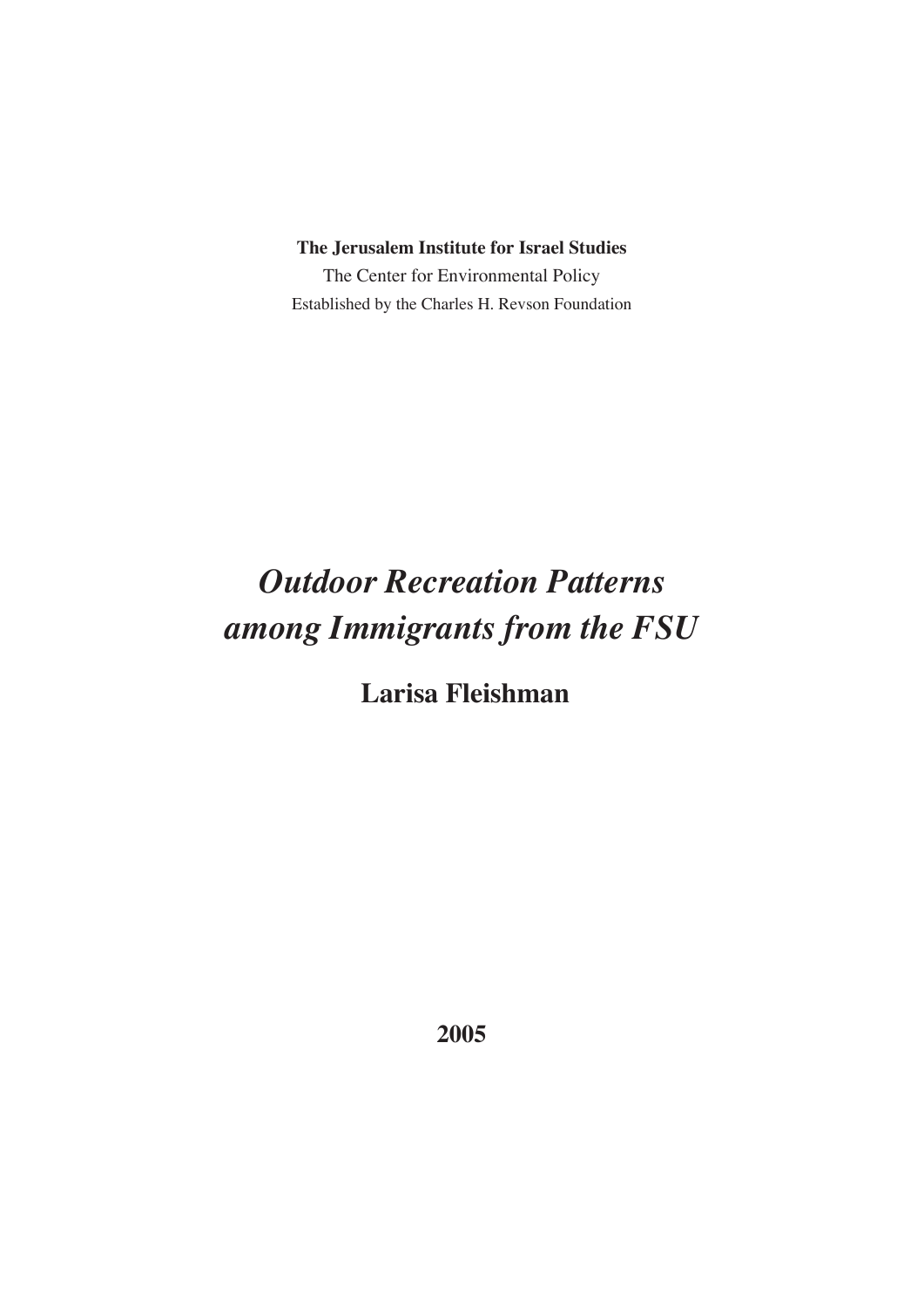**The Jerusalem Institute for Israel Studies**

The Center for Environmental Policy

Established by the Charles H. Revson Foundation

# *Outdoor Recreation Patterns among Immigrants from the FSU*

## Larisa Fleishman

**2005**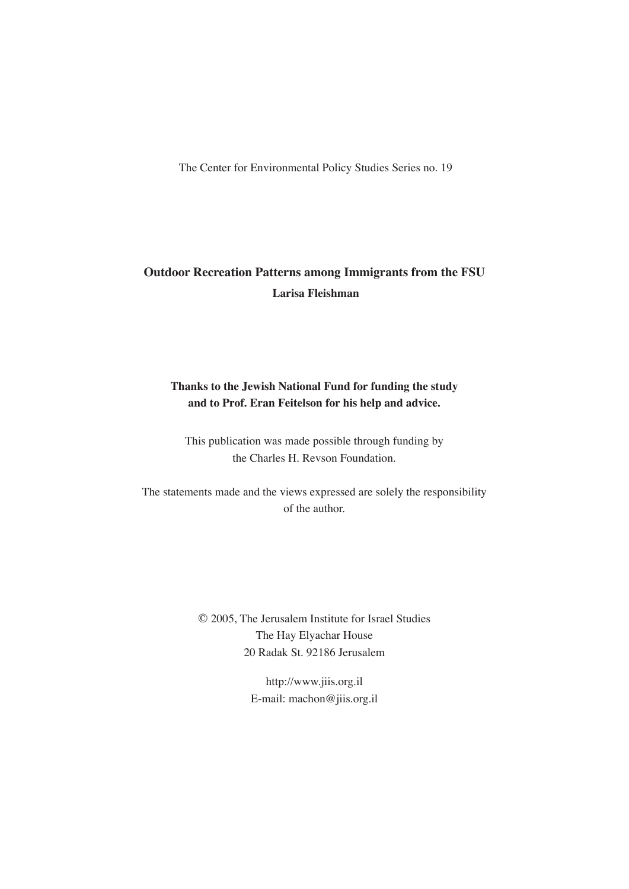The Center for Environmental Policy Studies Series no. 19

**Outdoor Recreation Patterns among Immigrants from the FSU**

**Larisa Fleishman**

**Thanks to the Jewish National Fund for funding the study and to Prof. Eran Feitelson for his help and advice.**

This publication was made possible through funding by the Charles H. Revson Foundation.

The statements made and the views expressed are solely the responsibility of the author.

© 2005, The Jerusalem Institute for Israel Studies
The Hay Elyachar House
20 Radak St. 92186 Jerusalem

http://www.jiis.org.il
E-mail: machon@jiis.org.il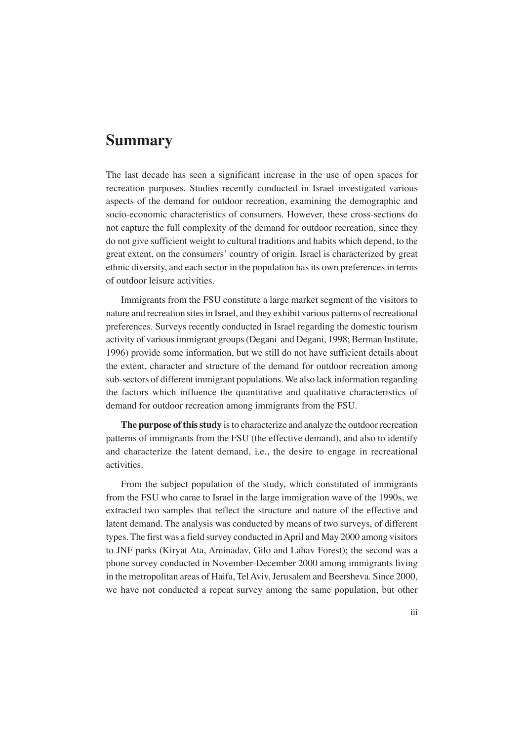# Summary

The last decade has seen a significant increase in the use of open spaces for recreation purposes. Studies recently conducted in Israel investigated various aspects of the demand for outdoor recreation, examining the demographic and socio-economic characteristics of consumers. However, these cross-sections do not capture the full complexity of the demand for outdoor recreation, since they do not give sufficient weight to cultural traditions and habits which depend, to the great extent, on the consumers' country of origin. Israel is characterized by great ethnic diversity, and each sector in the population has its own preferences in terms of outdoor leisure activities.

Immigrants from the FSU constitute a large market segment of the visitors to nature and recreation sites in Israel, and they exhibit various patterns of recreational preferences. Surveys recently conducted in Israel regarding the domestic tourism activity of various immigrant groups (Degani and Degani, 1998; Berman Institute, 1996) provide some information, but we still do not have sufficient details about the extent, character and structure of the demand for outdoor recreation among sub-sectors of different immigrant populations. We also lack information regarding the factors which influence the quantitative and qualitative characteristics of demand for outdoor recreation among immigrants from the FSU.

**The purpose of this study** is to characterize and analyze the outdoor recreation patterns of immigrants from the FSU (the effective demand), and also to identify and characterize the latent demand, i.e., the desire to engage in recreational activities.

From the subject population of the study, which constituted of immigrants from the FSU who came to Israel in the large immigration wave of the 1990s, we extracted two samples that reflect the structure and nature of the effective and latent demand. The analysis was conducted by means of two surveys, of different types. The first was a field survey conducted in April and May 2000 among visitors to JNF parks (Kiryat Ata, Aminadav, Gilo and Lahav Forest); the second was a phone survey conducted in November-December 2000 among immigrants living in the metropolitan areas of Haifa, Tel Aviv, Jerusalem and Beersheva. Since 2000, we have not conducted a repeat survey among the same population, but other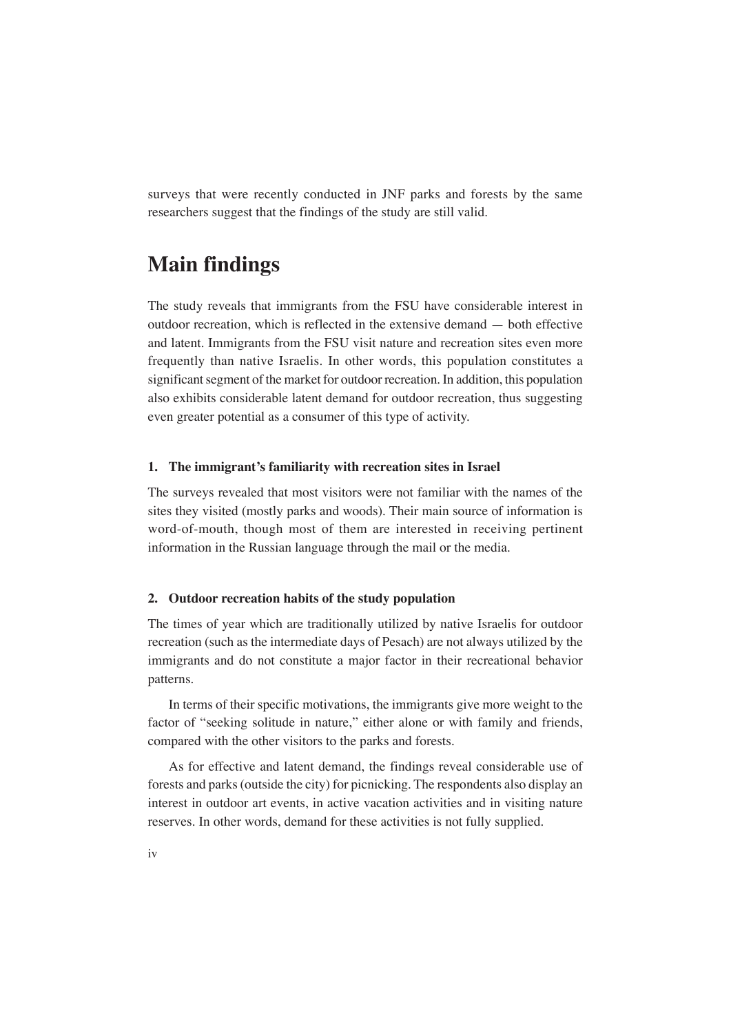surveys that were recently conducted in JNF parks and forests by the same researchers suggest that the findings of the study are still valid.

# Main findings

The study reveals that immigrants from the FSU have considerable interest in outdoor recreation, which is reflected in the extensive demand — both effective and latent. Immigrants from the FSU visit nature and recreation sites even more frequently than native Israelis. In other words, this population constitutes a significant segment of the market for outdoor recreation. In addition, this population also exhibits considerable latent demand for outdoor recreation, thus suggesting even greater potential as a consumer of this type of activity.

### 1. The immigrant's familiarity with recreation sites in Israel

The surveys revealed that most visitors were not familiar with the names of the sites they visited (mostly parks and woods). Their main source of information is word-of-mouth, though most of them are interested in receiving pertinent information in the Russian language through the mail or the media.

### 2. Outdoor recreation habits of the study population

The times of year which are traditionally utilized by native Israelis for outdoor recreation (such as the intermediate days of Pesach) are not always utilized by the immigrants and do not constitute a major factor in their recreational behavior patterns.

In terms of their specific motivations, the immigrants give more weight to the factor of "seeking solitude in nature," either alone or with family and friends, compared with the other visitors to the parks and forests.

As for effective and latent demand, the findings reveal considerable use of forests and parks (outside the city) for picnicking. The respondents also display an interest in outdoor art events, in active vacation activities and in visiting nature reserves. In other words, demand for these activities is not fully supplied.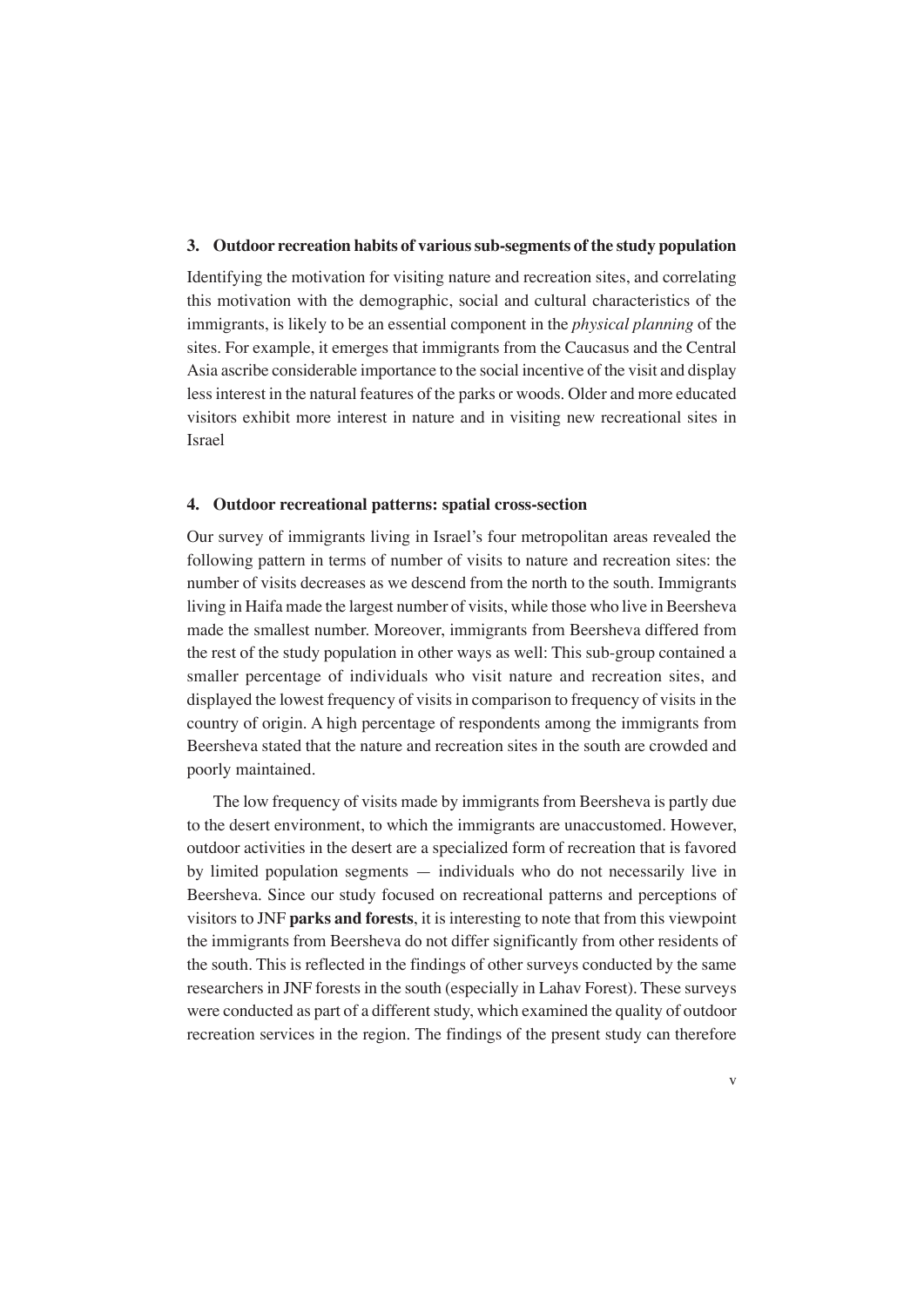### 3. Outdoor recreation habits of various sub-segments of the study population

Identifying the motivation for visiting nature and recreation sites, and correlating this motivation with the demographic, social and cultural characteristics of the immigrants, is likely to be an essential component in the *physical planning* of the sites. For example, it emerges that immigrants from the Caucasus and the Central Asia ascribe considerable importance to the social incentive of the visit and display less interest in the natural features of the parks or woods. Older and more educated visitors exhibit more interest in nature and in visiting new recreational sites in Israel

### 4. Outdoor recreational patterns: spatial cross-section

Our survey of immigrants living in Israel's four metropolitan areas revealed the following pattern in terms of number of visits to nature and recreation sites: the number of visits decreases as we descend from the north to the south. Immigrants living in Haifa made the largest number of visits, while those who live in Beersheva made the smallest number. Moreover, immigrants from Beersheva differed from the rest of the study population in other ways as well: This sub-group contained a smaller percentage of individuals who visit nature and recreation sites, and displayed the lowest frequency of visits in comparison to frequency of visits in the country of origin. A high percentage of respondents among the immigrants from Beersheva stated that the nature and recreation sites in the south are crowded and poorly maintained.

The low frequency of visits made by immigrants from Beersheva is partly due to the desert environment, to which the immigrants are unaccustomed. However, outdoor activities in the desert are a specialized form of recreation that is favored by limited population segments — individuals who do not necessarily live in Beersheva. Since our study focused on recreational patterns and perceptions of visitors to JNF **parks and forests**, it is interesting to note that from this viewpoint the immigrants from Beersheva do not differ significantly from other residents of the south. This is reflected in the findings of other surveys conducted by the same researchers in JNF forests in the south (especially in Lahav Forest). These surveys were conducted as part of a different study, which examined the quality of outdoor recreation services in the region. The findings of the present study can therefore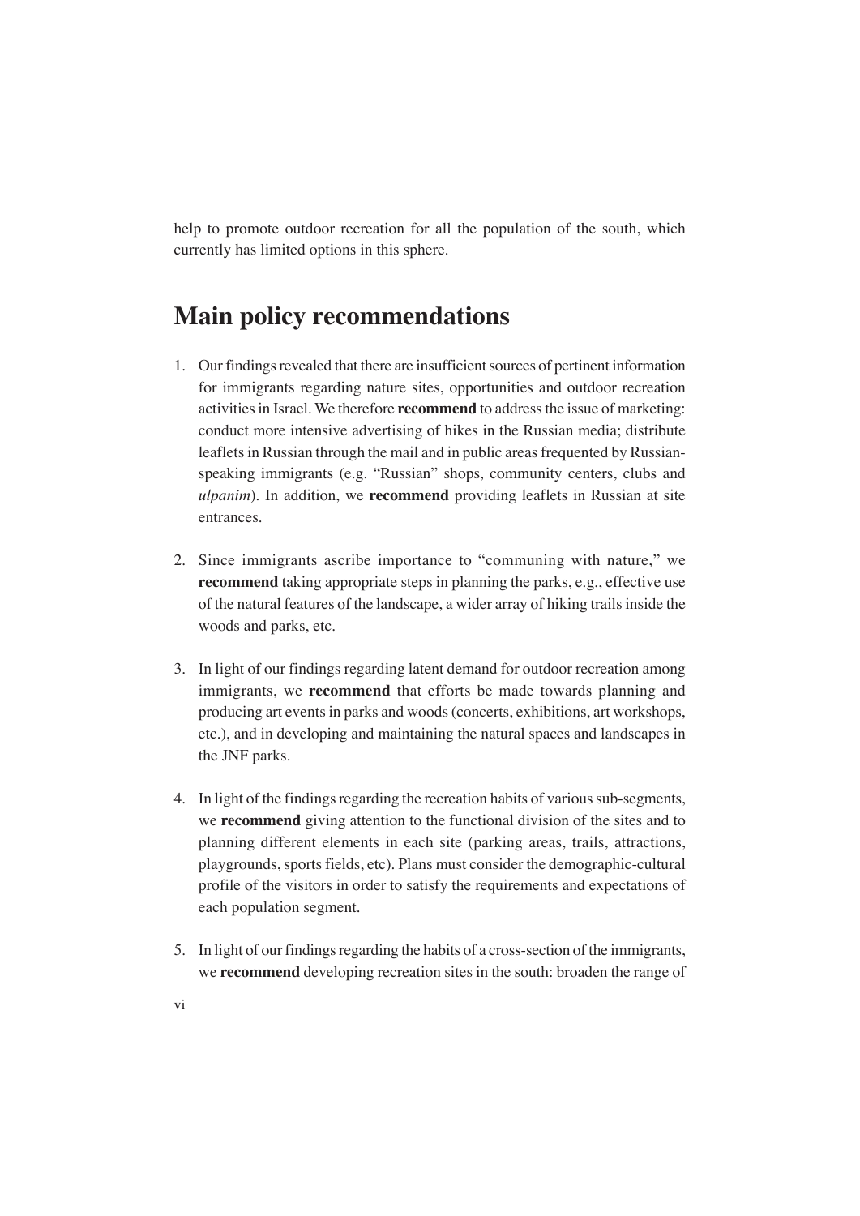help to promote outdoor recreation for all the population of the south, which currently has limited options in this sphere.

## Main policy recommendations

1. Our findings revealed that there are insufficient sources of pertinent information for immigrants regarding nature sites, opportunities and outdoor recreation activities in Israel. We therefore **recommend** to address the issue of marketing: conduct more intensive advertising of hikes in the Russian media; distribute leaflets in Russian through the mail and in public areas frequented by Russian-speaking immigrants (e.g. "Russian" shops, community centers, clubs and *ulpanim*). In addition, we **recommend** providing leaflets in Russian at site entrances.

2. Since immigrants ascribe importance to "communing with nature," we **recommend** taking appropriate steps in planning the parks, e.g., effective use of the natural features of the landscape, a wider array of hiking trails inside the woods and parks, etc.

3. In light of our findings regarding latent demand for outdoor recreation among immigrants, we **recommend** that efforts be made towards planning and producing art events in parks and woods (concerts, exhibitions, art workshops, etc.), and in developing and maintaining the natural spaces and landscapes in the JNF parks.

4. In light of the findings regarding the recreation habits of various sub-segments, we **recommend** giving attention to the functional division of the sites and to planning different elements in each site (parking areas, trails, attractions, playgrounds, sports fields, etc). Plans must consider the demographic-cultural profile of the visitors in order to satisfy the requirements and expectations of each population segment.

5. In light of our findings regarding the habits of a cross-section of the immigrants, we **recommend** developing recreation sites in the south: broaden the range of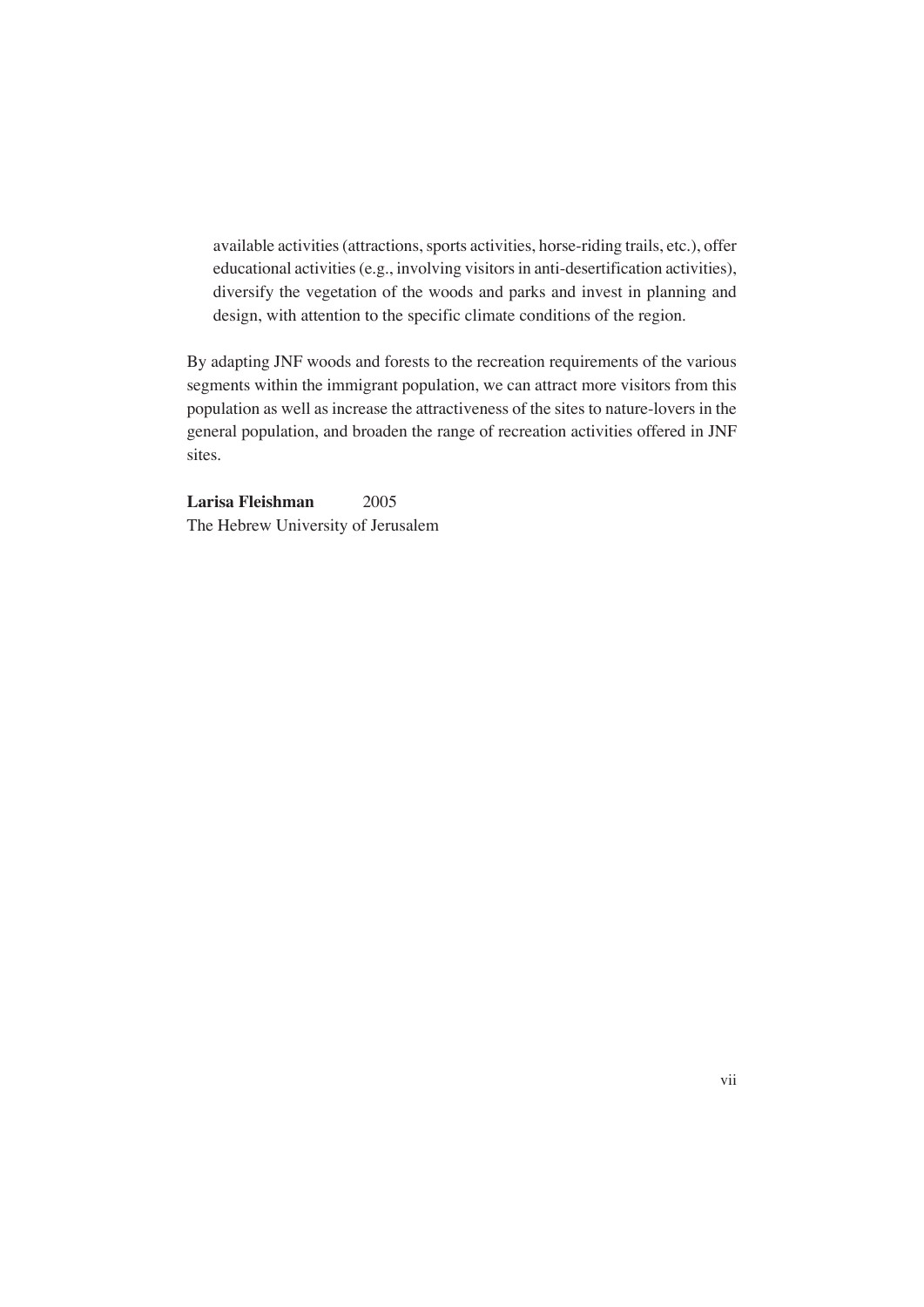available activities (attractions, sports activities, horse-riding trails, etc.), offer educational activities (e.g., involving visitors in anti-desertification activities), diversify the vegetation of the woods and parks and invest in planning and design, with attention to the specific climate conditions of the region.

By adapting JNF woods and forests to the recreation requirements of the various segments within the immigrant population, we can attract more visitors from this population as well as increase the attractiveness of the sites to nature-lovers in the general population, and broaden the range of recreation activities offered in JNF sites.

**Larisa Fleishman** 2005
The Hebrew University of Jerusalem